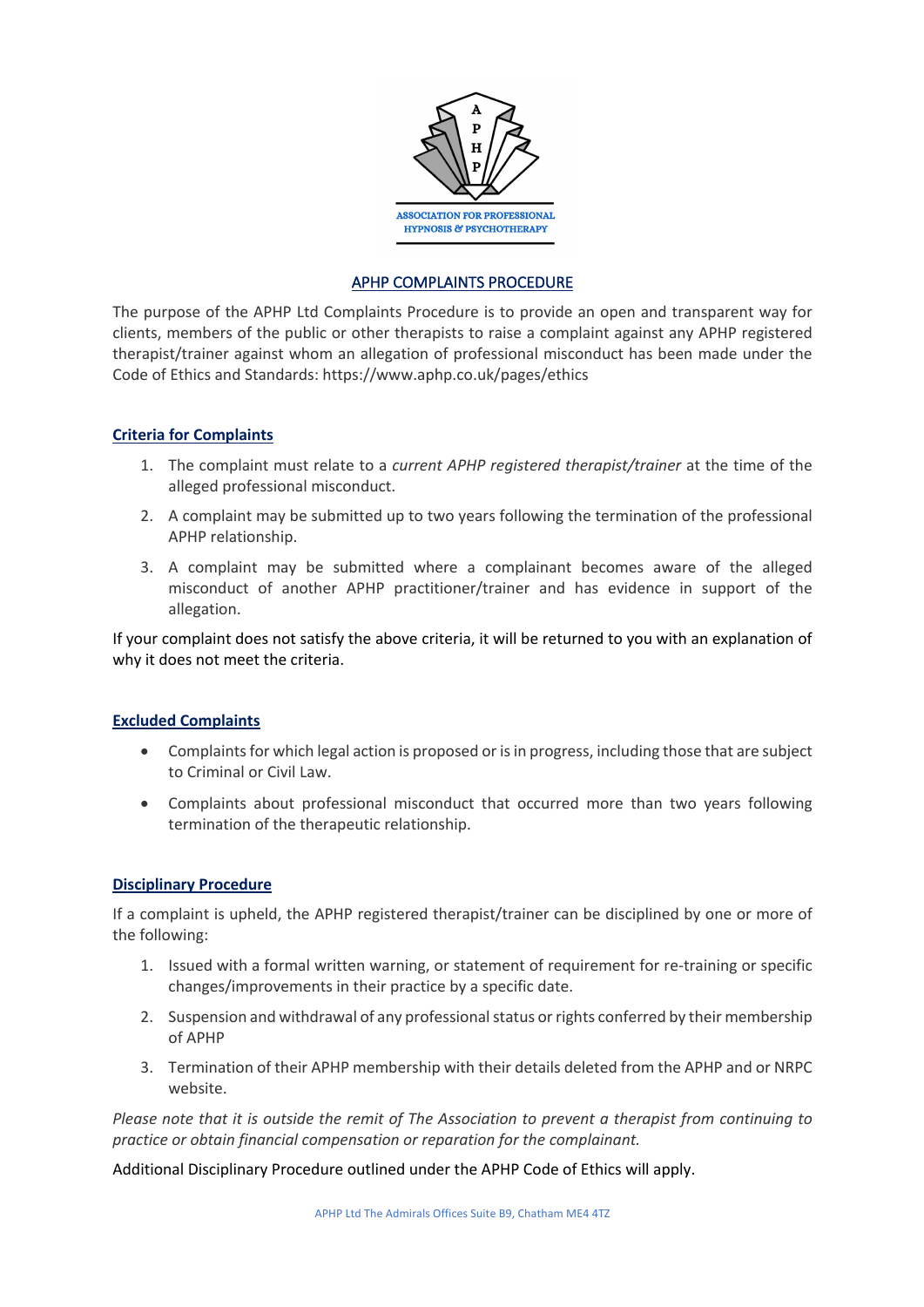A P H P

ASSOCIATION FOR PROFESSIONAL HYPNOSIS & PSYCHOTHERAPY

# APHP COMPLAINTS PROCEDURE

The purpose of the APHP Ltd Complaints Procedure is to provide an open and transparent way for clients, members of the public or other therapists to raise a complaint against any APHP registered therapist/trainer against whom an allegation of professional misconduct has been made under the Code of Ethics and Standards: https://www.aphp.co.uk/pages/ethics

## Criteria for Complaints

1. The complaint must relate to a *current APHP registered therapist/trainer* at the time of the alleged professional misconduct.
2. A complaint may be submitted up to two years following the termination of the professional APHP relationship.
3. A complaint may be submitted where a complainant becomes aware of the alleged misconduct of another APHP practitioner/trainer and has evidence in support of the allegation.

If your complaint does not satisfy the above criteria, it will be returned to you with an explanation of why it does not meet the criteria.

## Excluded Complaints

- Complaints for which legal action is proposed or is in progress, including those that are subject to Criminal or Civil Law.
- Complaints about professional misconduct that occurred more than two years following termination of the therapeutic relationship.

## Disciplinary Procedure

If a complaint is upheld, the APHP registered therapist/trainer can be disciplined by one or more of the following:

1. Issued with a formal written warning, or statement of requirement for re-training or specific changes/improvements in their practice by a specific date.
2. Suspension and withdrawal of any professional status or rights conferred by their membership of APHP
3. Termination of their APHP membership with their details deleted from the APHP and or NRPC website.

*Please note that it is outside the remit of The Association to prevent a therapist from continuing to practice or obtain financial compensation or reparation for the complainant.*

Additional Disciplinary Procedure outlined under the APHP Code of Ethics will apply.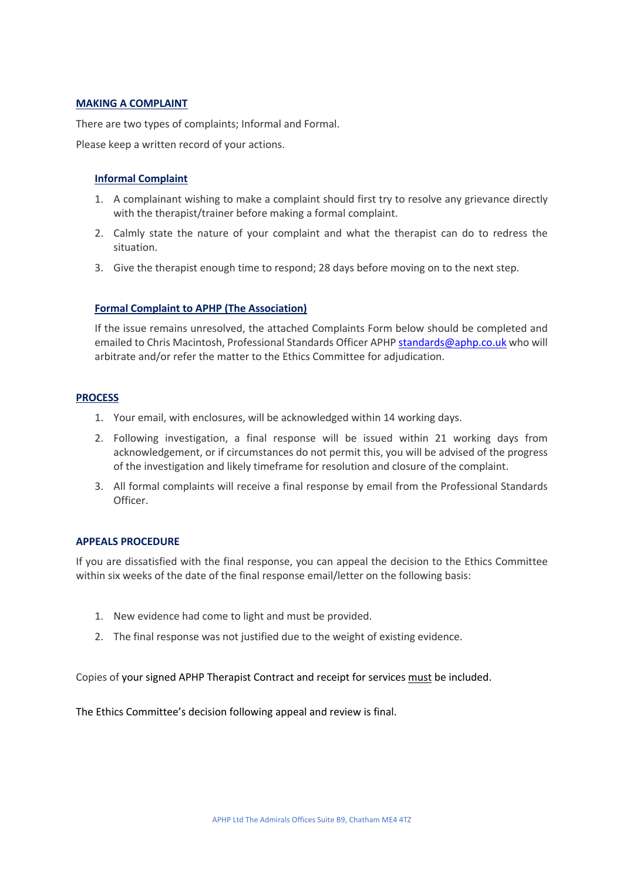## MAKING A COMPLAINT

There are two types of complaints; Informal and Formal.

Please keep a written record of your actions.

### Informal Complaint

1. A complainant wishing to make a complaint should first try to resolve any grievance directly with the therapist/trainer before making a formal complaint.
2. Calmly state the nature of your complaint and what the therapist can do to redress the situation.
3. Give the therapist enough time to respond; 28 days before moving on to the next step.

### Formal Complaint to APHP (The Association)

If the issue remains unresolved, the attached Complaints Form below should be completed and emailed to Chris Macintosh, Professional Standards Officer APHP standards@aphp.co.uk who will arbitrate and/or refer the matter to the Ethics Committee for adjudication.

## PROCESS

1. Your email, with enclosures, will be acknowledged within 14 working days.
2. Following investigation, a final response will be issued within 21 working days from acknowledgement, or if circumstances do not permit this, you will be advised of the progress of the investigation and likely timeframe for resolution and closure of the complaint.
3. All formal complaints will receive a final response by email from the Professional Standards Officer.

## APPEALS PROCEDURE

If you are dissatisfied with the final response, you can appeal the decision to the Ethics Committee within six weeks of the date of the final response email/letter on the following basis:

1. New evidence had come to light and must be provided.
2. The final response was not justified due to the weight of existing evidence.

Copies of your signed APHP Therapist Contract and receipt for services must be included.

The Ethics Committee's decision following appeal and review is final.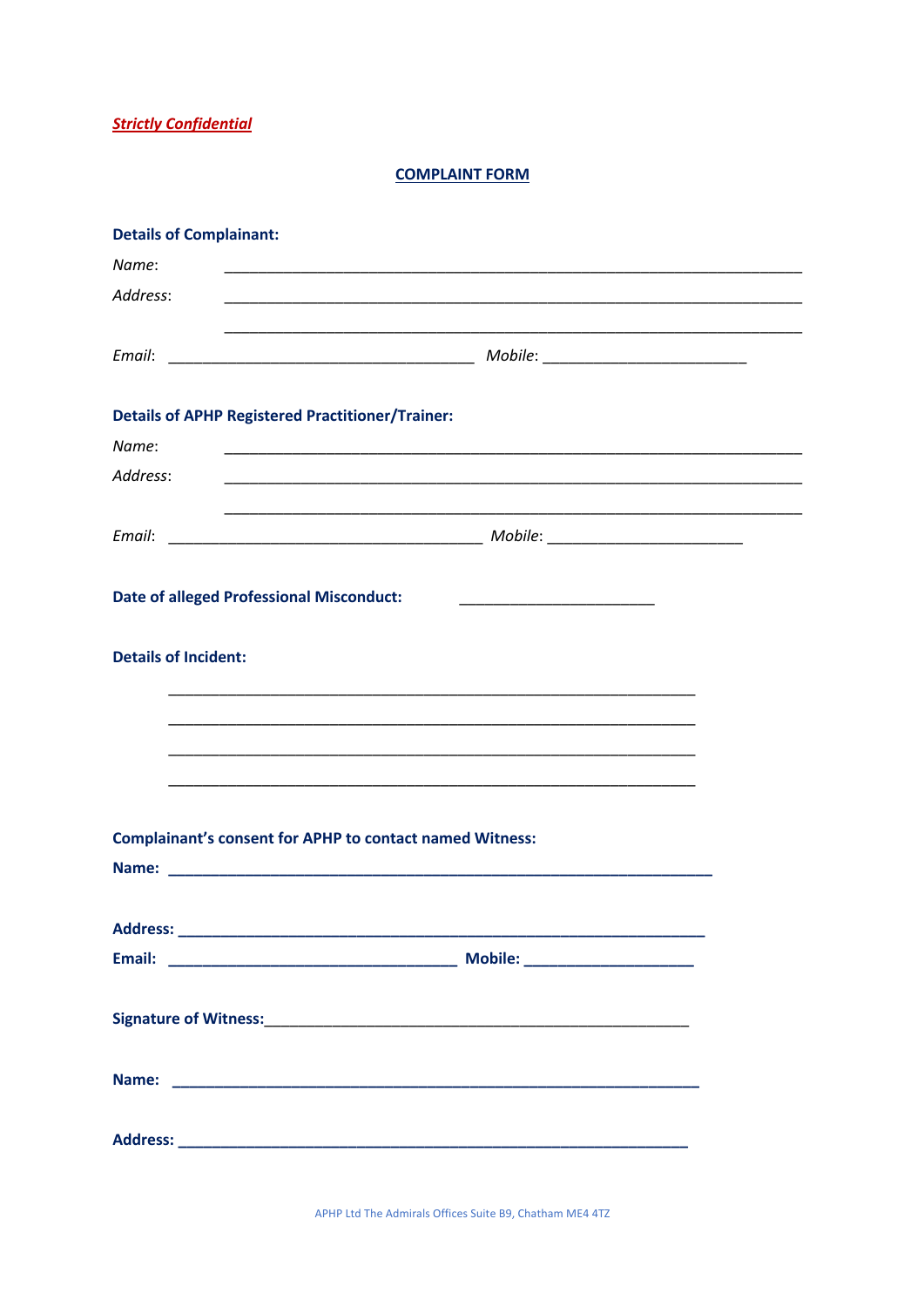***Strictly Confidential***

**COMPLAINT FORM**

**Details of Complainant:**

*Name*: ______________________________________________________________________

*Address*: ______________________________________________________________________

______________________________________________________________________

*Email*: _____________________________________ *Mobile*: ________________________

**Details of APHP Registered Practitioner/Trainer:**

*Name*: ______________________________________________________________________

*Address*: ______________________________________________________________________

______________________________________________________________________

*Email*: ______________________________________ *Mobile*: _______________________

**Date of alleged Professional Misconduct:** _______________________

**Details of Incident:**

_______________________________________________________________

_______________________________________________________________

_______________________________________________________________

_______________________________________________________________

**Complainant's consent for APHP to contact named Witness:**

**Name:** _________________________________________________________________

**Address:** ______________________________________________________________

**Email:** __________________________________ **Mobile:** ____________________

**Signature of Witness:**__________________________________________________

**Name:** ________________________________________________________________

**Address:** ______________________________________________________________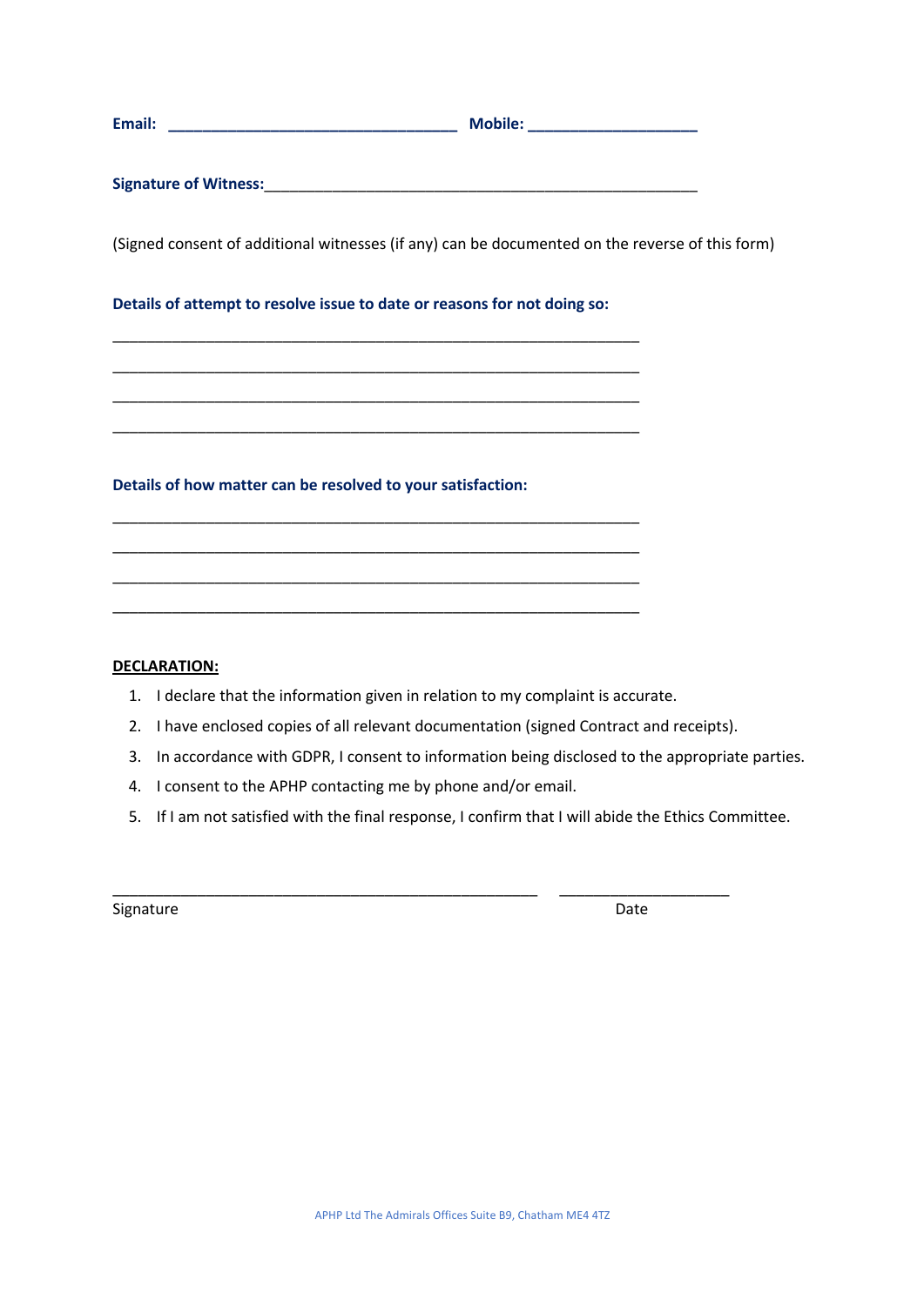**Email:** ________________________________ **Mobile:** ___________________

**Signature of Witness:**________________________________________________

(Signed consent of additional witnesses (if any) can be documented on the reverse of this form)

**Details of attempt to resolve issue to date or reasons for not doing so:**

___________________________________________________________

___________________________________________________________

___________________________________________________________

___________________________________________________________

**Details of how matter can be resolved to your satisfaction:**

___________________________________________________________

___________________________________________________________

___________________________________________________________

___________________________________________________________

**DECLARATION:**

1. I declare that the information given in relation to my complaint is accurate.
2. I have enclosed copies of all relevant documentation (signed Contract and receipts).
3. In accordance with GDPR, I consent to information being disclosed to the appropriate parties.
4. I consent to the APHP contacting me by phone and/or email.
5. If I am not satisfied with the final response, I confirm that I will abide the Ethics Committee.

______________________________________________ ___________________

Signature Date

APHP Ltd The Admirals Offices Suite B9, Chatham ME4 4TZ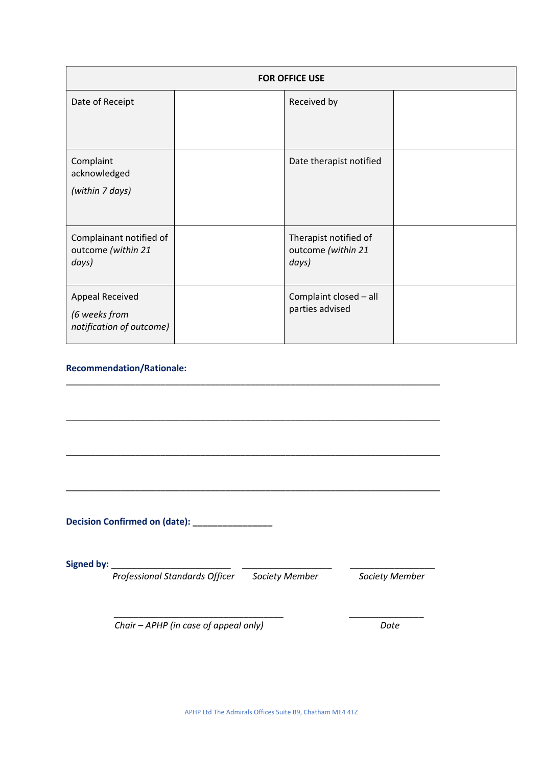| FOR OFFICE USE | | | |
|---|---|---|---|
| Date of Receipt | | Received by | |
| Complaint acknowledged *(within 7 days)* | | Date therapist notified | |
| Complainant notified of outcome *(within 21 days)* | | Therapist notified of outcome *(within 21 days)* | |
| Appeal Received *(6 weeks from notification of outcome)* | | Complaint closed – all parties advised | |

**Recommendation/Rationale:**

___________________________________________________________________________

___________________________________________________________________________

___________________________________________________________________________

___________________________________________________________________________

**Decision Confirmed on (date): ________________**

**Signed by:** ________________________ ____________________ ___________________

*Professional Standards Officer* *Society Member* *Society Member*

___________________________________ ________________

*Chair – APHP (in case of appeal only)* *Date*

APHP Ltd The Admirals Offices Suite B9, Chatham ME4 4TZ